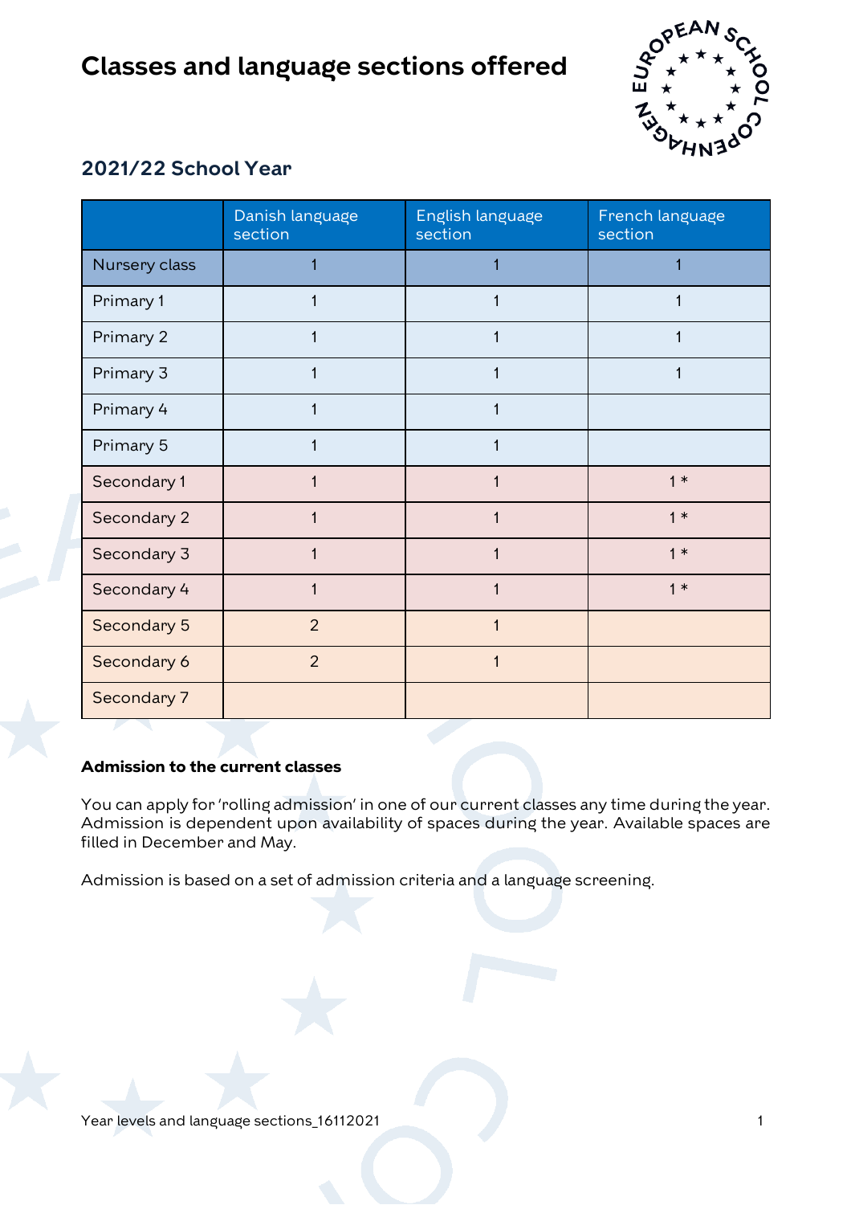# Classes and language sections offered

## 2021/22 School Year

| | Danish language section | English language section | French language section |
|---|---|---|---|
| Nursery class | 1 | 1 | 1 |
| Primary 1 | 1 | 1 | 1 |
| Primary 2 | 1 | 1 | 1 |
| Primary 3 | 1 | 1 | 1 |
| Primary 4 | 1 | 1 | |
| Primary 5 | 1 | 1 | |
| Secondary 1 | 1 | 1 | 1 * |
| Secondary 2 | 1 | 1 | 1 * |
| Secondary 3 | 1 | 1 | 1 * |
| Secondary 4 | 1 | 1 | 1 * |
| Secondary 5 | 2 | 1 | |
| Secondary 6 | 2 | 1 | |
| Secondary 7 | | | |

**Admission to the current classes**

You can apply for 'rolling admission' in one of our current classes any time during the year. Admission is dependent upon availability of spaces during the year. Available spaces are filled in December and May.

Admission is based on a set of admission criteria and a language screening.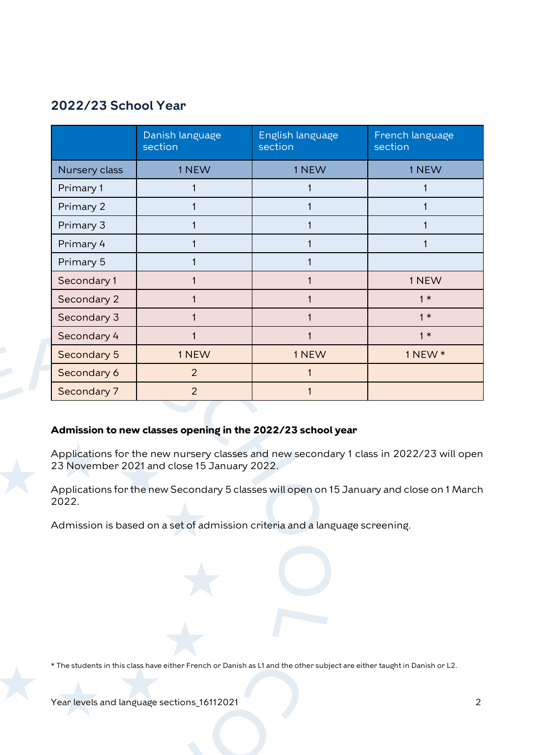## 2022/23 School Year

| | Danish language section | English language section | French language section |
|---|---|---|---|
| Nursery class | 1 NEW | 1 NEW | 1 NEW |
| Primary 1 | 1 | 1 | 1 |
| Primary 2 | 1 | 1 | 1 |
| Primary 3 | 1 | 1 | 1 |
| Primary 4 | 1 | 1 | 1 |
| Primary 5 | 1 | 1 | |
| Secondary 1 | 1 | 1 | 1 NEW |
| Secondary 2 | 1 | 1 | 1 * |
| Secondary 3 | 1 | 1 | 1 * |
| Secondary 4 | 1 | 1 | 1 * |
| Secondary 5 | 1 NEW | 1 NEW | 1 NEW * |
| Secondary 6 | 2 | 1 | |
| Secondary 7 | 2 | 1 | |

**Admission to new classes opening in the 2022/23 school year**

Applications for the new nursery classes and new secondary 1 class in 2022/23 will open 23 November 2021 and close 15 January 2022.

Applications for the new Secondary 5 classes will open on 15 January and close on 1 March 2022.

Admission is based on a set of admission criteria and a language screening.

* The students in this class have either French or Danish as L1 and the other subject are either taught in Danish or L2.